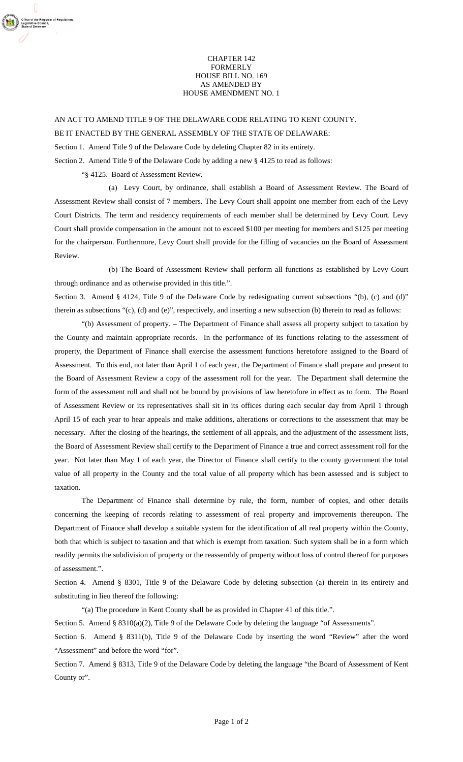CHAPTER 142
FORMERLY
HOUSE BILL NO. 169
AS AMENDED BY
HOUSE AMENDMENT NO. 1

AN ACT TO AMEND TITLE 9 OF THE DELAWARE CODE RELATING TO KENT COUNTY.

BE IT ENACTED BY THE GENERAL ASSEMBLY OF THE STATE OF DELAWARE:

Section 1. Amend Title 9 of the Delaware Code by deleting Chapter 82 in its entirety.

Section 2. Amend Title 9 of the Delaware Code by adding a new § 4125 to read as follows:

"§ 4125. Board of Assessment Review.

(a) Levy Court, by ordinance, shall establish a Board of Assessment Review. The Board of Assessment Review shall consist of 7 members. The Levy Court shall appoint one member from each of the Levy Court Districts. The term and residency requirements of each member shall be determined by Levy Court. Levy Court shall provide compensation in the amount not to exceed $100 per meeting for members and $125 per meeting for the chairperson. Furthermore, Levy Court shall provide for the filling of vacancies on the Board of Assessment Review.

(b) The Board of Assessment Review shall perform all functions as established by Levy Court through ordinance and as otherwise provided in this title.".

Section 3. Amend § 4124, Title 9 of the Delaware Code by redesignating current subsections "(b), (c) and (d)" therein as subsections "(c), (d) and (e)", respectively, and inserting a new subsection (b) therein to read as follows:

"(b) Assessment of property. – The Department of Finance shall assess all property subject to taxation by the County and maintain appropriate records. In the performance of its functions relating to the assessment of property, the Department of Finance shall exercise the assessment functions heretofore assigned to the Board of Assessment. To this end, not later than April 1 of each year, the Department of Finance shall prepare and present to the Board of Assessment Review a copy of the assessment roll for the year. The Department shall determine the form of the assessment roll and shall not be bound by provisions of law heretofore in effect as to form. The Board of Assessment Review or its representatives shall sit in its offices during each secular day from April 1 through April 15 of each year to hear appeals and make additions, alterations or corrections to the assessment that may be necessary. After the closing of the hearings, the settlement of all appeals, and the adjustment of the assessment lists, the Board of Assessment Review shall certify to the Department of Finance a true and correct assessment roll for the year. Not later than May 1 of each year, the Director of Finance shall certify to the county government the total value of all property in the County and the total value of all property which has been assessed and is subject to taxation.

The Department of Finance shall determine by rule, the form, number of copies, and other details concerning the keeping of records relating to assessment of real property and improvements thereupon. The Department of Finance shall develop a suitable system for the identification of all real property within the County, both that which is subject to taxation and that which is exempt from taxation. Such system shall be in a form which readily permits the subdivision of property or the reassembly of property without loss of control thereof for purposes of assessment.".

Section 4. Amend § 8301, Title 9 of the Delaware Code by deleting subsection (a) therein in its entirety and substituting in lieu thereof the following:

"(a) The procedure in Kent County shall be as provided in Chapter 41 of this title.".

Section 5. Amend § 8310(a)(2), Title 9 of the Delaware Code by deleting the language "of Assessments".

Section 6. Amend § 8311(b), Title 9 of the Delaware Code by inserting the word "Review" after the word "Assessment" and before the word "for".

Section 7. Amend § 8313, Title 9 of the Delaware Code by deleting the language "the Board of Assessment of Kent County or".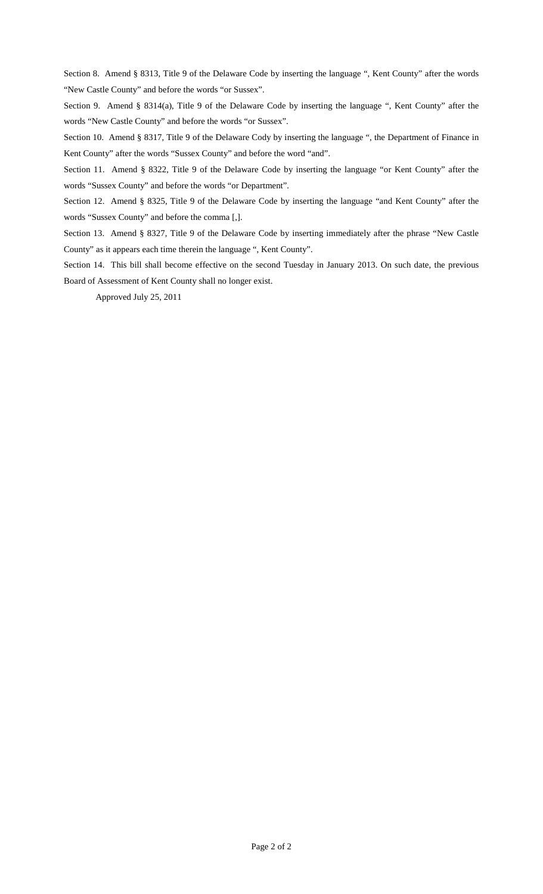Section 8. Amend § 8313, Title 9 of the Delaware Code by inserting the language ", Kent County" after the words "New Castle County" and before the words "or Sussex".

Section 9. Amend § 8314(a), Title 9 of the Delaware Code by inserting the language ", Kent County" after the words "New Castle County" and before the words "or Sussex".

Section 10. Amend § 8317, Title 9 of the Delaware Cody by inserting the language ", the Department of Finance in Kent County" after the words "Sussex County" and before the word "and".

Section 11. Amend § 8322, Title 9 of the Delaware Code by inserting the language "or Kent County" after the words "Sussex County" and before the words "or Department".

Section 12. Amend § 8325, Title 9 of the Delaware Code by inserting the language "and Kent County" after the words "Sussex County" and before the comma [,].

Section 13. Amend § 8327, Title 9 of the Delaware Code by inserting immediately after the phrase "New Castle County" as it appears each time therein the language ", Kent County".

Section 14. This bill shall become effective on the second Tuesday in January 2013. On such date, the previous Board of Assessment of Kent County shall no longer exist.

Approved July 25, 2011